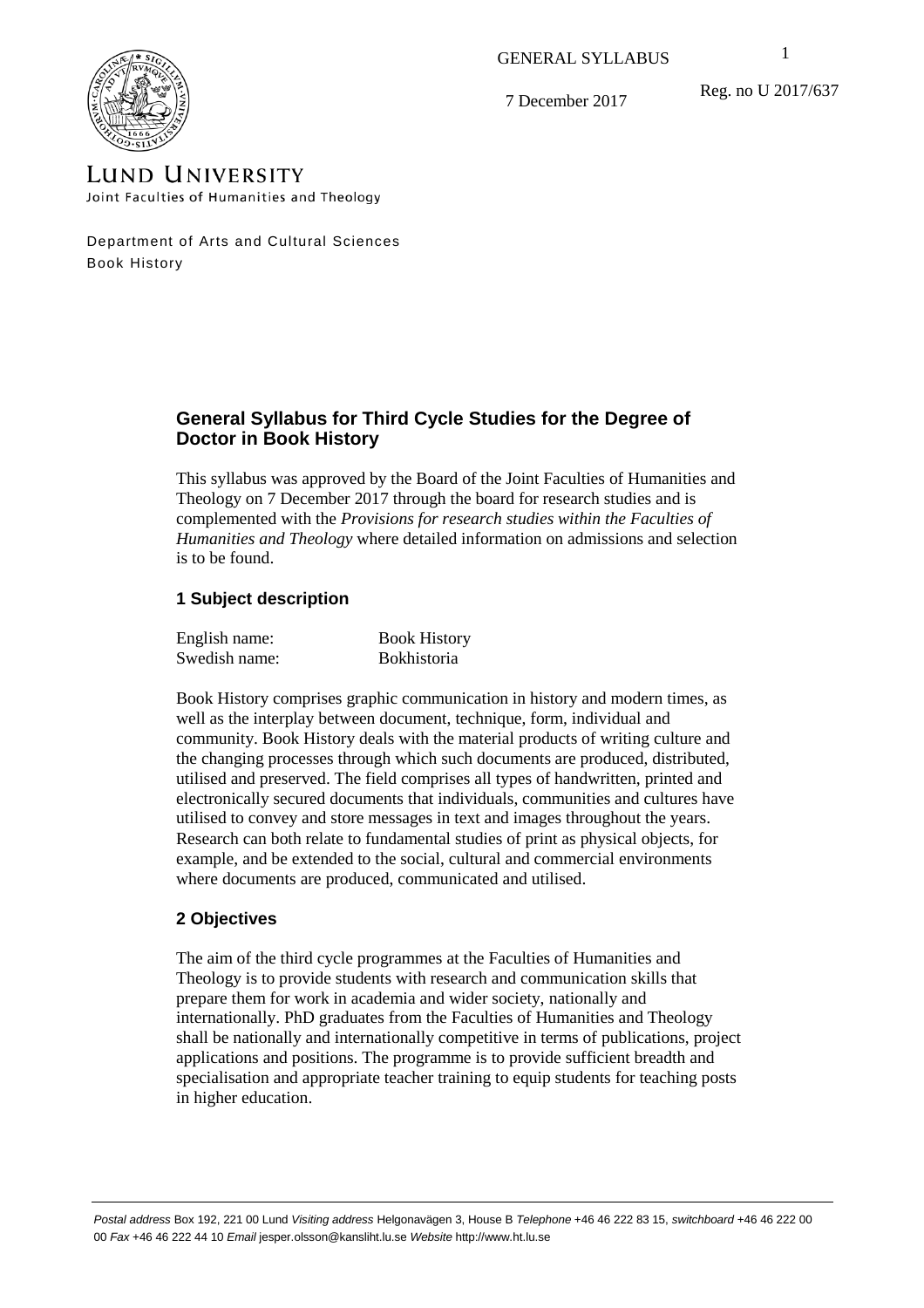GENERAL SYLLABUS

7 December 2017

Reg. no U 2017/637

LUND UNIVERSITY

Joint Faculties of Humanities and Theology

Department of Arts and Cultural Sciences
Book History

# General Syllabus for Third Cycle Studies for the Degree of Doctor in Book History

This syllabus was approved by the Board of the Joint Faculties of Humanities and Theology on 7 December 2017 through the board for research studies and is complemented with the *Provisions for research studies within the Faculties of Humanities and Theology* where detailed information on admissions and selection is to be found.

## 1 Subject description

| | |
|---|---|
| English name: | Book History |
| Swedish name: | Bokhistoria |

Book History comprises graphic communication in history and modern times, as well as the interplay between document, technique, form, individual and community. Book History deals with the material products of writing culture and the changing processes through which such documents are produced, distributed, utilised and preserved. The field comprises all types of handwritten, printed and electronically secured documents that individuals, communities and cultures have utilised to convey and store messages in text and images throughout the years. Research can both relate to fundamental studies of print as physical objects, for example, and be extended to the social, cultural and commercial environments where documents are produced, communicated and utilised.

## 2 Objectives

The aim of the third cycle programmes at the Faculties of Humanities and Theology is to provide students with research and communication skills that prepare them for work in academia and wider society, nationally and internationally. PhD graduates from the Faculties of Humanities and Theology shall be nationally and internationally competitive in terms of publications, project applications and positions. The programme is to provide sufficient breadth and specialisation and appropriate teacher training to equip students for teaching posts in higher education.

*Postal address* Box 192, 221 00 Lund *Visiting address* Helgonavägen 3, House B *Telephone* +46 46 222 83 15, *switchboard* +46 46 222 00 00 *Fax* +46 46 222 44 10 *Email* jesper.olsson@kansliht.lu.se *Website* http://www.ht.lu.se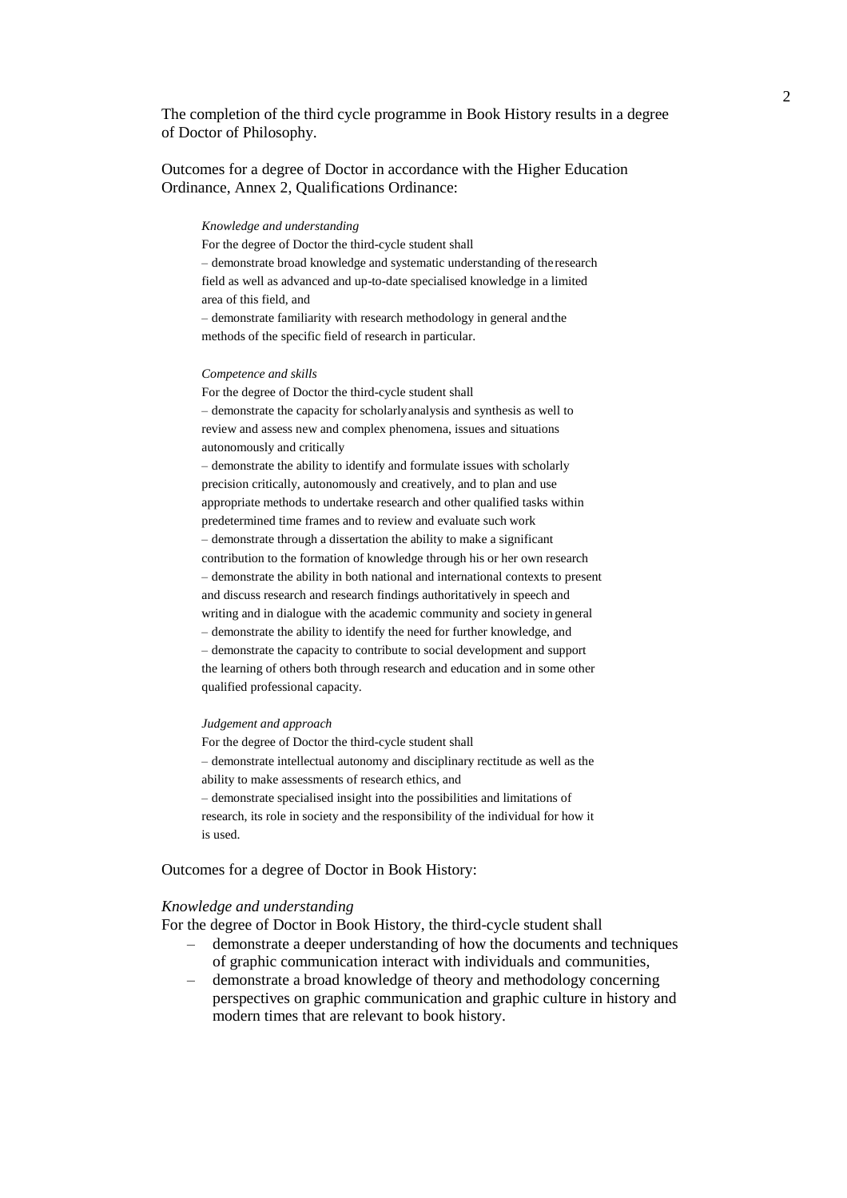The completion of the third cycle programme in Book History results in a degree of Doctor of Philosophy.

Outcomes for a degree of Doctor in accordance with the Higher Education Ordinance, Annex 2, Qualifications Ordinance:

> *Knowledge and understanding*
>
> For the degree of Doctor the third-cycle student shall
>
> – demonstrate broad knowledge and systematic understanding of the research field as well as advanced and up-to-date specialised knowledge in a limited area of this field, and
>
> – demonstrate familiarity with research methodology in general and the methods of the specific field of research in particular.
>
> *Competence and skills*
>
> For the degree of Doctor the third-cycle student shall
>
> – demonstrate the capacity for scholarly analysis and synthesis as well to review and assess new and complex phenomena, issues and situations autonomously and critically
>
> – demonstrate the ability to identify and formulate issues with scholarly precision critically, autonomously and creatively, and to plan and use appropriate methods to undertake research and other qualified tasks within predetermined time frames and to review and evaluate such work
>
> – demonstrate through a dissertation the ability to make a significant contribution to the formation of knowledge through his or her own research
>
> – demonstrate the ability in both national and international contexts to present and discuss research and research findings authoritatively in speech and writing and in dialogue with the academic community and society in general
>
> – demonstrate the ability to identify the need for further knowledge, and
>
> – demonstrate the capacity to contribute to social development and support the learning of others both through research and education and in some other qualified professional capacity.
>
> *Judgement and approach*
>
> For the degree of Doctor the third-cycle student shall
>
> – demonstrate intellectual autonomy and disciplinary rectitude as well as the ability to make assessments of research ethics, and
>
> – demonstrate specialised insight into the possibilities and limitations of research, its role in society and the responsibility of the individual for how it is used.

Outcomes for a degree of Doctor in Book History:

*Knowledge and understanding*

For the degree of Doctor in Book History, the third-cycle student shall

- demonstrate a deeper understanding of how the documents and techniques of graphic communication interact with individuals and communities,
- demonstrate a broad knowledge of theory and methodology concerning perspectives on graphic communication and graphic culture in history and modern times that are relevant to book history.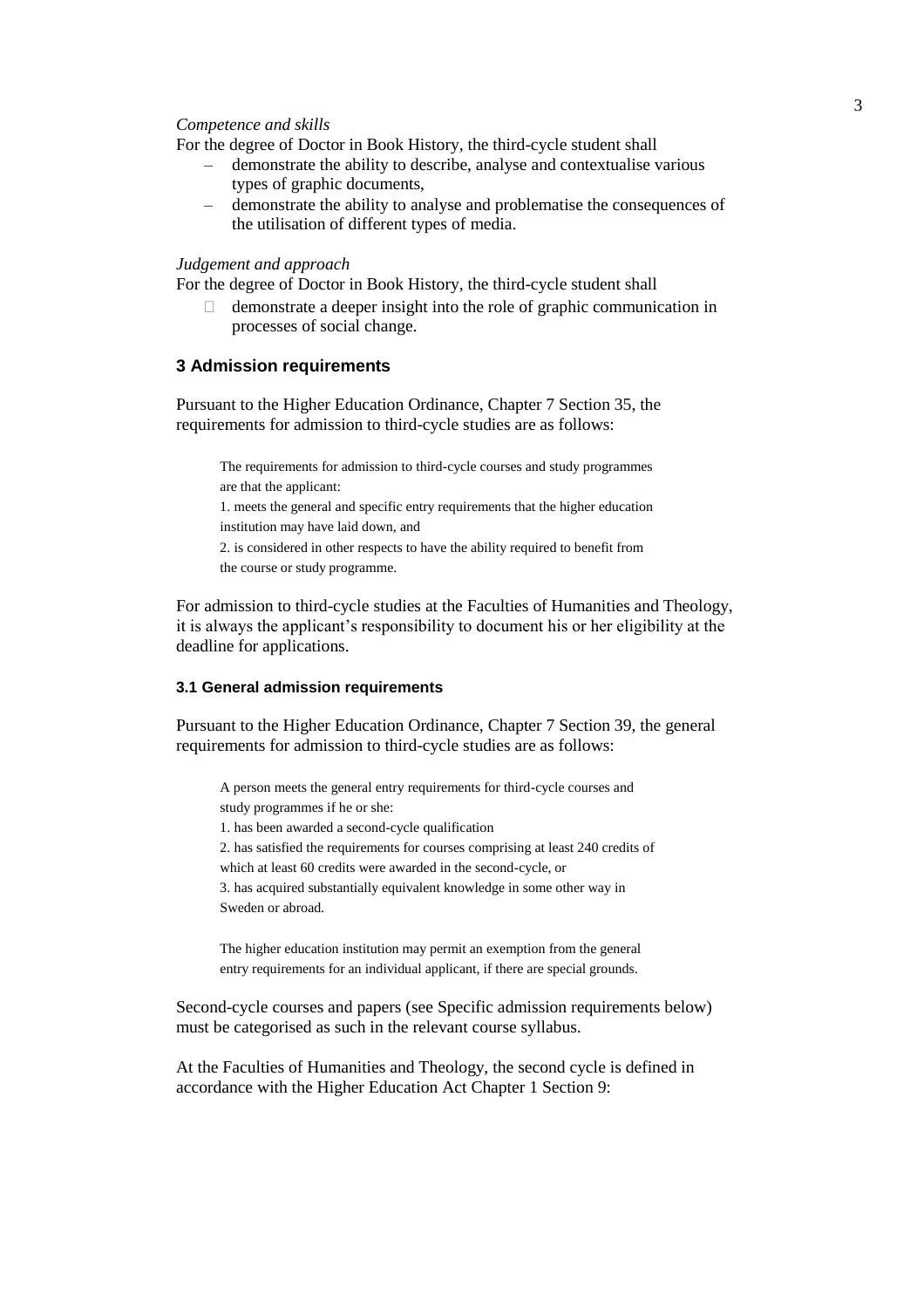*Competence and skills*

For the degree of Doctor in Book History, the third-cycle student shall

- demonstrate the ability to describe, analyse and contextualise various types of graphic documents,
- demonstrate the ability to analyse and problematise the consequences of the utilisation of different types of media.

*Judgement and approach*

For the degree of Doctor in Book History, the third-cycle student shall

- demonstrate a deeper insight into the role of graphic communication in processes of social change.

## 3 Admission requirements

Pursuant to the Higher Education Ordinance, Chapter 7 Section 35, the requirements for admission to third-cycle studies are as follows:

> The requirements for admission to third-cycle courses and study programmes are that the applicant:
>
> 1. meets the general and specific entry requirements that the higher education institution may have laid down, and
>
> 2. is considered in other respects to have the ability required to benefit from the course or study programme.

For admission to third-cycle studies at the Faculties of Humanities and Theology, it is always the applicant's responsibility to document his or her eligibility at the deadline for applications.

### 3.1 General admission requirements

Pursuant to the Higher Education Ordinance, Chapter 7 Section 39, the general requirements for admission to third-cycle studies are as follows:

> A person meets the general entry requirements for third-cycle courses and study programmes if he or she:
>
> 1. has been awarded a second-cycle qualification
>
> 2. has satisfied the requirements for courses comprising at least 240 credits of which at least 60 credits were awarded in the second-cycle, or
>
> 3. has acquired substantially equivalent knowledge in some other way in Sweden or abroad.
>
> The higher education institution may permit an exemption from the general entry requirements for an individual applicant, if there are special grounds.

Second-cycle courses and papers (see Specific admission requirements below) must be categorised as such in the relevant course syllabus.

At the Faculties of Humanities and Theology, the second cycle is defined in accordance with the Higher Education Act Chapter 1 Section 9: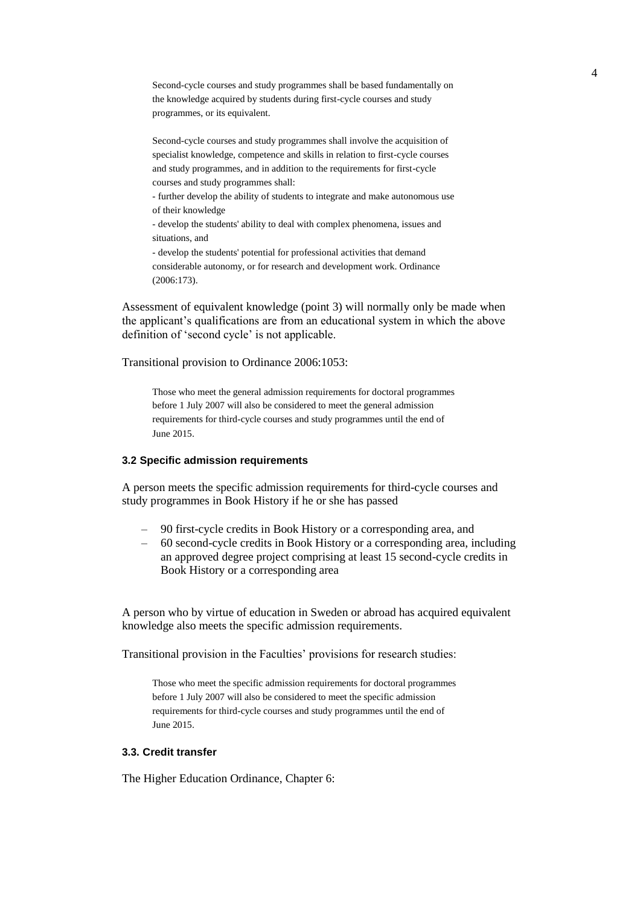> Second-cycle courses and study programmes shall be based fundamentally on the knowledge acquired by students during first-cycle courses and study programmes, or its equivalent.
>
> Second-cycle courses and study programmes shall involve the acquisition of specialist knowledge, competence and skills in relation to first-cycle courses and study programmes, and in addition to the requirements for first-cycle courses and study programmes shall:
> - further develop the ability of students to integrate and make autonomous use of their knowledge
> - develop the students' ability to deal with complex phenomena, issues and situations, and
> - develop the students' potential for professional activities that demand considerable autonomy, or for research and development work. Ordinance (2006:173).

Assessment of equivalent knowledge (point 3) will normally only be made when the applicant's qualifications are from an educational system in which the above definition of 'second cycle' is not applicable.

Transitional provision to Ordinance 2006:1053:

> Those who meet the general admission requirements for doctoral programmes before 1 July 2007 will also be considered to meet the general admission requirements for third-cycle courses and study programmes until the end of June 2015.

### 3.2 Specific admission requirements

A person meets the specific admission requirements for third-cycle courses and study programmes in Book History if he or she has passed

- 90 first-cycle credits in Book History or a corresponding area, and
- 60 second-cycle credits in Book History or a corresponding area, including an approved degree project comprising at least 15 second-cycle credits in Book History or a corresponding area

A person who by virtue of education in Sweden or abroad has acquired equivalent knowledge also meets the specific admission requirements.

Transitional provision in the Faculties' provisions for research studies:

> Those who meet the specific admission requirements for doctoral programmes before 1 July 2007 will also be considered to meet the specific admission requirements for third-cycle courses and study programmes until the end of June 2015.

### 3.3. Credit transfer

The Higher Education Ordinance, Chapter 6: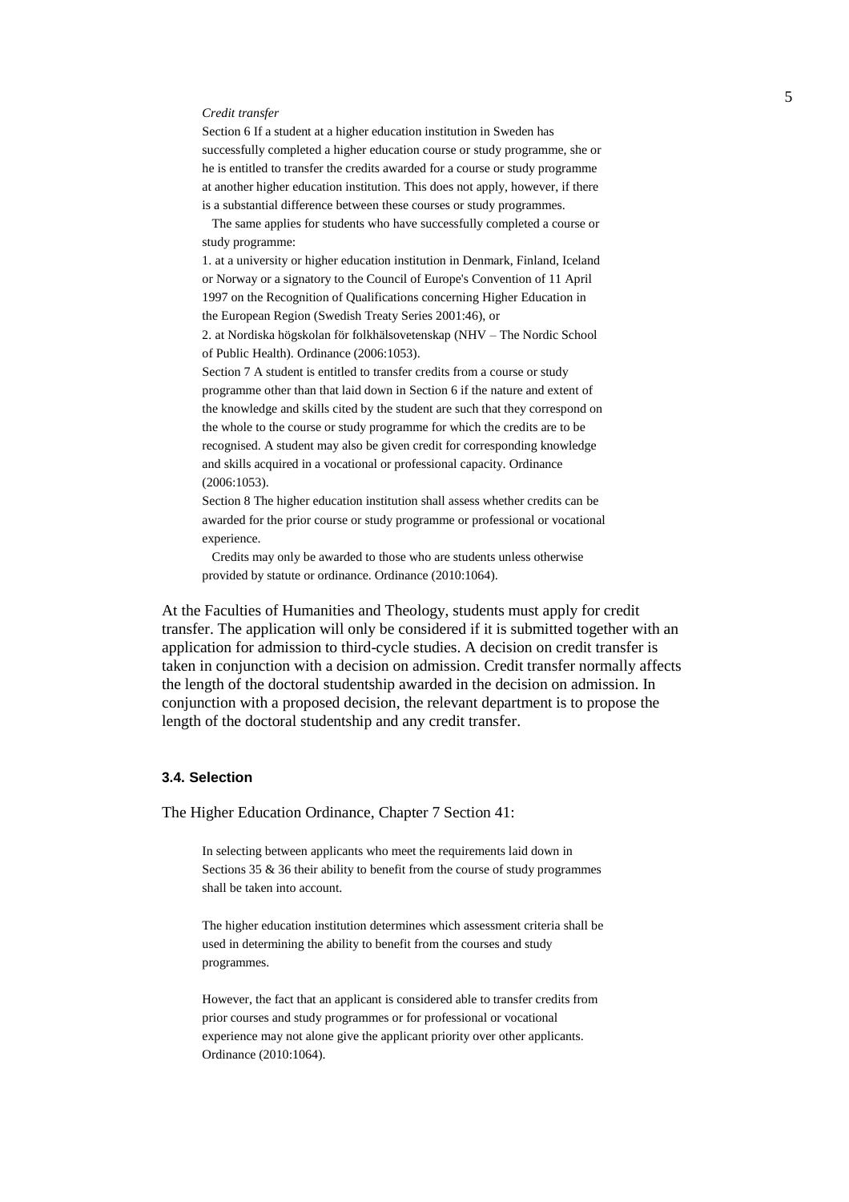> *Credit transfer*
>
> Section 6 If a student at a higher education institution in Sweden has successfully completed a higher education course or study programme, she or he is entitled to transfer the credits awarded for a course or study programme at another higher education institution. This does not apply, however, if there is a substantial difference between these courses or study programmes.
>
> The same applies for students who have successfully completed a course or study programme:
>
> 1. at a university or higher education institution in Denmark, Finland, Iceland or Norway or a signatory to the Council of Europe's Convention of 11 April 1997 on the Recognition of Qualifications concerning Higher Education in the European Region (Swedish Treaty Series 2001:46), or
> 2. at Nordiska högskolan för folkhälsovetenskap (NHV – The Nordic School of Public Health). Ordinance (2006:1053).
>
> Section 7 A student is entitled to transfer credits from a course or study programme other than that laid down in Section 6 if the nature and extent of the knowledge and skills cited by the student are such that they correspond on the whole to the course or study programme for which the credits are to be recognised. A student may also be given credit for corresponding knowledge and skills acquired in a vocational or professional capacity. Ordinance (2006:1053).
>
> Section 8 The higher education institution shall assess whether credits can be awarded for the prior course or study programme or professional or vocational experience.
>
> Credits may only be awarded to those who are students unless otherwise provided by statute or ordinance. Ordinance (2010:1064).

At the Faculties of Humanities and Theology, students must apply for credit transfer. The application will only be considered if it is submitted together with an application for admission to third-cycle studies. A decision on credit transfer is taken in conjunction with a decision on admission. Credit transfer normally affects the length of the doctoral studentship awarded in the decision on admission. In conjunction with a proposed decision, the relevant department is to propose the length of the doctoral studentship and any credit transfer.

### 3.4. Selection

The Higher Education Ordinance, Chapter 7 Section 41:

> In selecting between applicants who meet the requirements laid down in Sections 35 & 36 their ability to benefit from the course of study programmes shall be taken into account.
>
> The higher education institution determines which assessment criteria shall be used in determining the ability to benefit from the courses and study programmes.
>
> However, the fact that an applicant is considered able to transfer credits from prior courses and study programmes or for professional or vocational experience may not alone give the applicant priority over other applicants. Ordinance (2010:1064).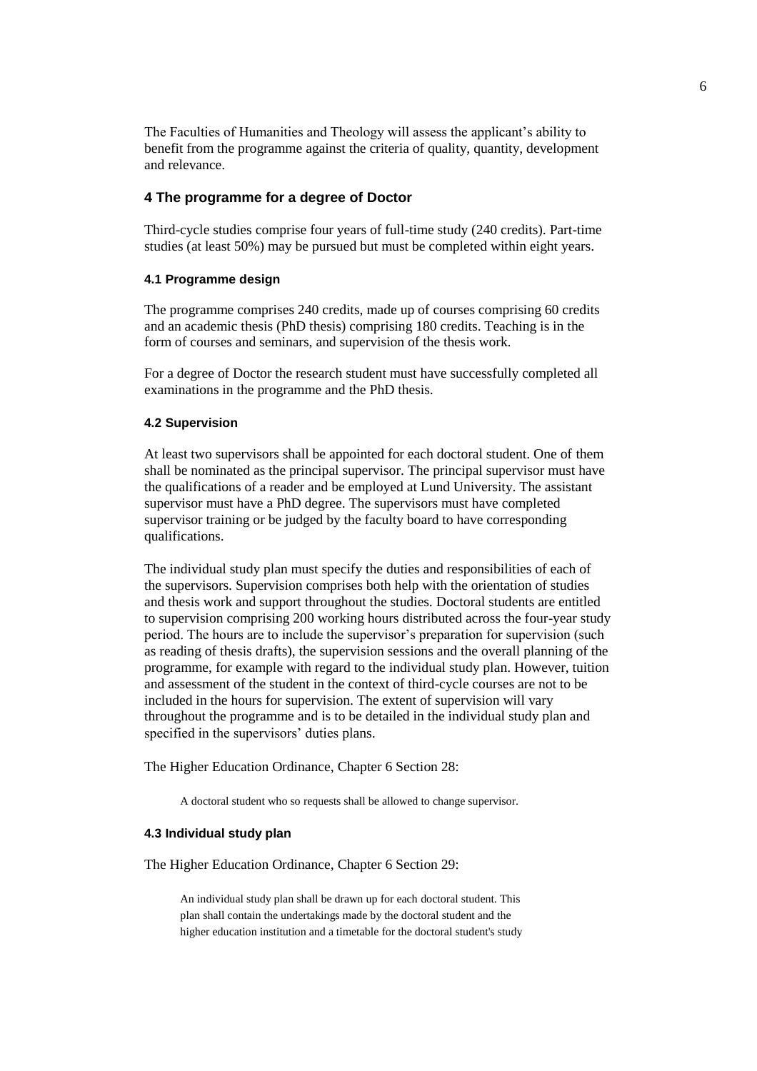The Faculties of Humanities and Theology will assess the applicant's ability to benefit from the programme against the criteria of quality, quantity, development and relevance.

## 4 The programme for a degree of Doctor

Third-cycle studies comprise four years of full-time study (240 credits). Part-time studies (at least 50%) may be pursued but must be completed within eight years.

### 4.1 Programme design

The programme comprises 240 credits, made up of courses comprising 60 credits and an academic thesis (PhD thesis) comprising 180 credits. Teaching is in the form of courses and seminars, and supervision of the thesis work.

For a degree of Doctor the research student must have successfully completed all examinations in the programme and the PhD thesis.

### 4.2 Supervision

At least two supervisors shall be appointed for each doctoral student. One of them shall be nominated as the principal supervisor. The principal supervisor must have the qualifications of a reader and be employed at Lund University. The assistant supervisor must have a PhD degree. The supervisors must have completed supervisor training or be judged by the faculty board to have corresponding qualifications.

The individual study plan must specify the duties and responsibilities of each of the supervisors. Supervision comprises both help with the orientation of studies and thesis work and support throughout the studies. Doctoral students are entitled to supervision comprising 200 working hours distributed across the four-year study period. The hours are to include the supervisor's preparation for supervision (such as reading of thesis drafts), the supervision sessions and the overall planning of the programme, for example with regard to the individual study plan. However, tuition and assessment of the student in the context of third-cycle courses are not to be included in the hours for supervision. The extent of supervision will vary throughout the programme and is to be detailed in the individual study plan and specified in the supervisors' duties plans.

The Higher Education Ordinance, Chapter 6 Section 28:

> A doctoral student who so requests shall be allowed to change supervisor.

### 4.3 Individual study plan

The Higher Education Ordinance, Chapter 6 Section 29:

> An individual study plan shall be drawn up for each doctoral student. This plan shall contain the undertakings made by the doctoral student and the higher education institution and a timetable for the doctoral student's study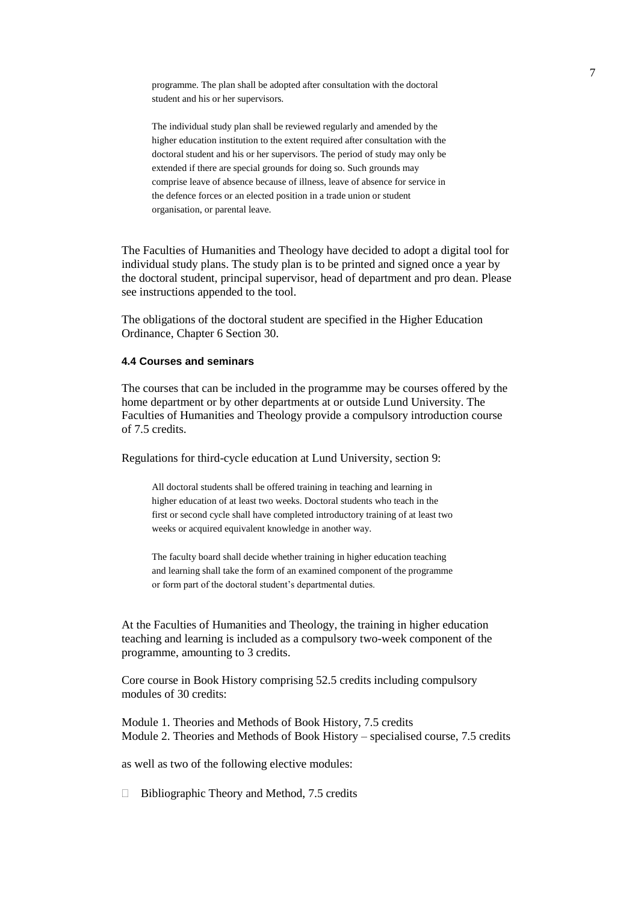> programme. The plan shall be adopted after consultation with the doctoral student and his or her supervisors.
>
> The individual study plan shall be reviewed regularly and amended by the higher education institution to the extent required after consultation with the doctoral student and his or her supervisors. The period of study may only be extended if there are special grounds for doing so. Such grounds may comprise leave of absence because of illness, leave of absence for service in the defence forces or an elected position in a trade union or student organisation, or parental leave.

The Faculties of Humanities and Theology have decided to adopt a digital tool for individual study plans. The study plan is to be printed and signed once a year by the doctoral student, principal supervisor, head of department and pro dean. Please see instructions appended to the tool.

The obligations of the doctoral student are specified in the Higher Education Ordinance, Chapter 6 Section 30.

#### 4.4 Courses and seminars

The courses that can be included in the programme may be courses offered by the home department or by other departments at or outside Lund University. The Faculties of Humanities and Theology provide a compulsory introduction course of 7.5 credits.

Regulations for third-cycle education at Lund University, section 9:

> All doctoral students shall be offered training in teaching and learning in higher education of at least two weeks. Doctoral students who teach in the first or second cycle shall have completed introductory training of at least two weeks or acquired equivalent knowledge in another way.
>
> The faculty board shall decide whether training in higher education teaching and learning shall take the form of an examined component of the programme or form part of the doctoral student's departmental duties.

At the Faculties of Humanities and Theology, the training in higher education teaching and learning is included as a compulsory two-week component of the programme, amounting to 3 credits.

Core course in Book History comprising 52.5 credits including compulsory modules of 30 credits:

Module 1. Theories and Methods of Book History, 7.5 credits
Module 2. Theories and Methods of Book History – specialised course, 7.5 credits

as well as two of the following elective modules:

- Bibliographic Theory and Method, 7.5 credits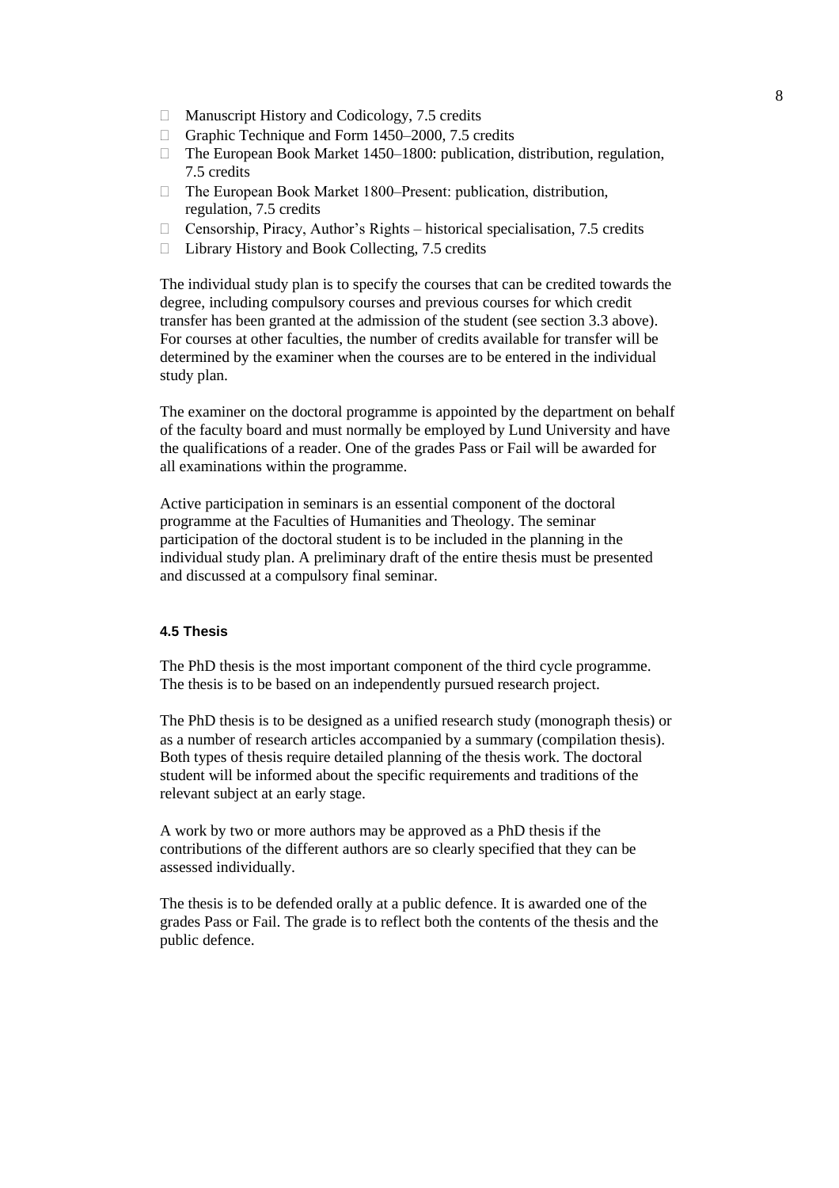- Manuscript History and Codicology, 7.5 credits
- Graphic Technique and Form 1450–2000, 7.5 credits
- The European Book Market 1450–1800: publication, distribution, regulation, 7.5 credits
- The European Book Market 1800–Present: publication, distribution, regulation, 7.5 credits
- Censorship, Piracy, Author's Rights – historical specialisation, 7.5 credits
- Library History and Book Collecting, 7.5 credits

The individual study plan is to specify the courses that can be credited towards the degree, including compulsory courses and previous courses for which credit transfer has been granted at the admission of the student (see section 3.3 above). For courses at other faculties, the number of credits available for transfer will be determined by the examiner when the courses are to be entered in the individual study plan.

The examiner on the doctoral programme is appointed by the department on behalf of the faculty board and must normally be employed by Lund University and have the qualifications of a reader. One of the grades Pass or Fail will be awarded for all examinations within the programme.

Active participation in seminars is an essential component of the doctoral programme at the Faculties of Humanities and Theology. The seminar participation of the doctoral student is to be included in the planning in the individual study plan. A preliminary draft of the entire thesis must be presented and discussed at a compulsory final seminar.

#### 4.5 Thesis

The PhD thesis is the most important component of the third cycle programme. The thesis is to be based on an independently pursued research project.

The PhD thesis is to be designed as a unified research study (monograph thesis) or as a number of research articles accompanied by a summary (compilation thesis). Both types of thesis require detailed planning of the thesis work. The doctoral student will be informed about the specific requirements and traditions of the relevant subject at an early stage.

A work by two or more authors may be approved as a PhD thesis if the contributions of the different authors are so clearly specified that they can be assessed individually.

The thesis is to be defended orally at a public defence. It is awarded one of the grades Pass or Fail. The grade is to reflect both the contents of the thesis and the public defence.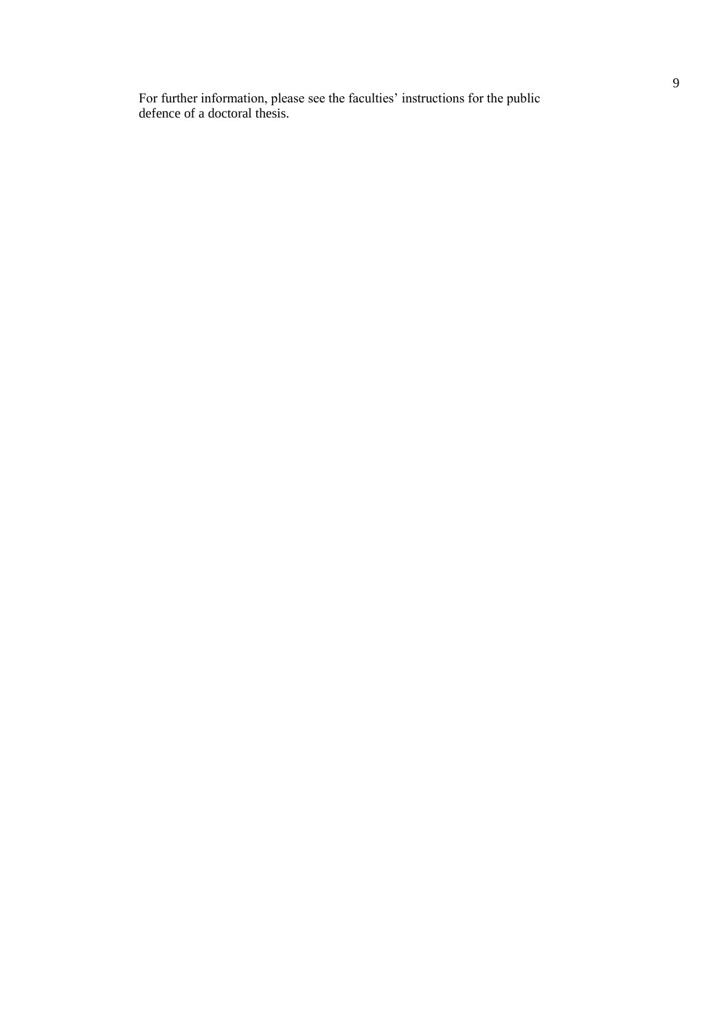For further information, please see the faculties' instructions for the public defence of a doctoral thesis.